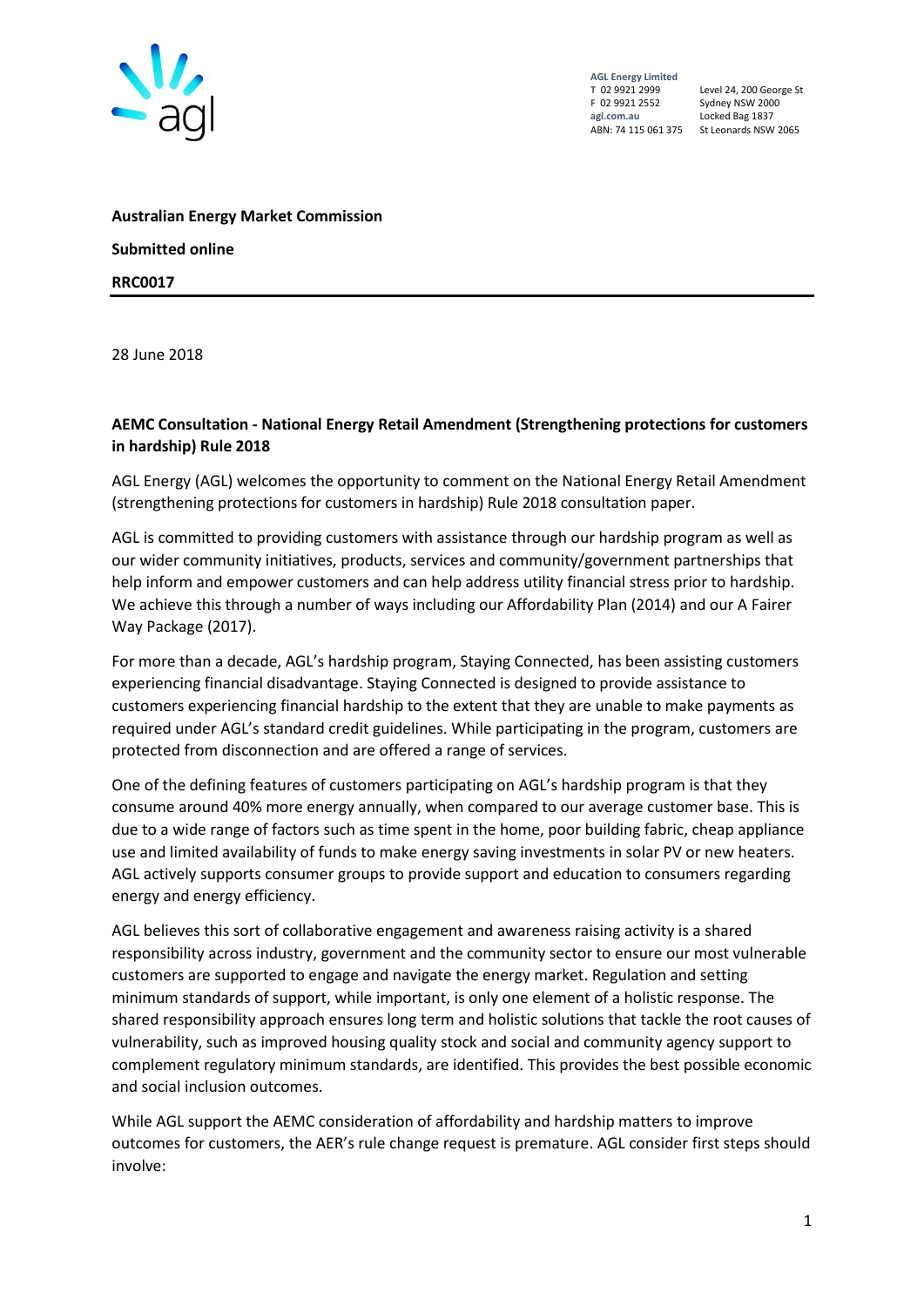AGL Energy Limited
T 02 9921 2999
F 02 9921 2552
agl.com.au
ABN: 74 115 061 375

Level 24, 200 George St
Sydney NSW 2000
Locked Bag 1837
St Leonards NSW 2065

**Australian Energy Market Commission**

**Submitted online**

**RRC0017**

---

28 June 2018

**AEMC Consultation - National Energy Retail Amendment (Strengthening protections for customers in hardship) Rule 2018**

AGL Energy (AGL) welcomes the opportunity to comment on the National Energy Retail Amendment (strengthening protections for customers in hardship) Rule 2018 consultation paper.

AGL is committed to providing customers with assistance through our hardship program as well as our wider community initiatives, products, services and community/government partnerships that help inform and empower customers and can help address utility financial stress prior to hardship. We achieve this through a number of ways including our Affordability Plan (2014) and our A Fairer Way Package (2017).

For more than a decade, AGL's hardship program, Staying Connected, has been assisting customers experiencing financial disadvantage. Staying Connected is designed to provide assistance to customers experiencing financial hardship to the extent that they are unable to make payments as required under AGL's standard credit guidelines. While participating in the program, customers are protected from disconnection and are offered a range of services.

One of the defining features of customers participating on AGL's hardship program is that they consume around 40% more energy annually, when compared to our average customer base. This is due to a wide range of factors such as time spent in the home, poor building fabric, cheap appliance use and limited availability of funds to make energy saving investments in solar PV or new heaters. AGL actively supports consumer groups to provide support and education to consumers regarding energy and energy efficiency.

AGL believes this sort of collaborative engagement and awareness raising activity is a shared responsibility across industry, government and the community sector to ensure our most vulnerable customers are supported to engage and navigate the energy market. Regulation and setting minimum standards of support, while important, is only one element of a holistic response. The shared responsibility approach ensures long term and holistic solutions that tackle the root causes of vulnerability, such as improved housing quality stock and social and community agency support to complement regulatory minimum standards, are identified. This provides the best possible economic and social inclusion outcomes.

While AGL support the AEMC consideration of affordability and hardship matters to improve outcomes for customers, the AER's rule change request is premature. AGL consider first steps should involve: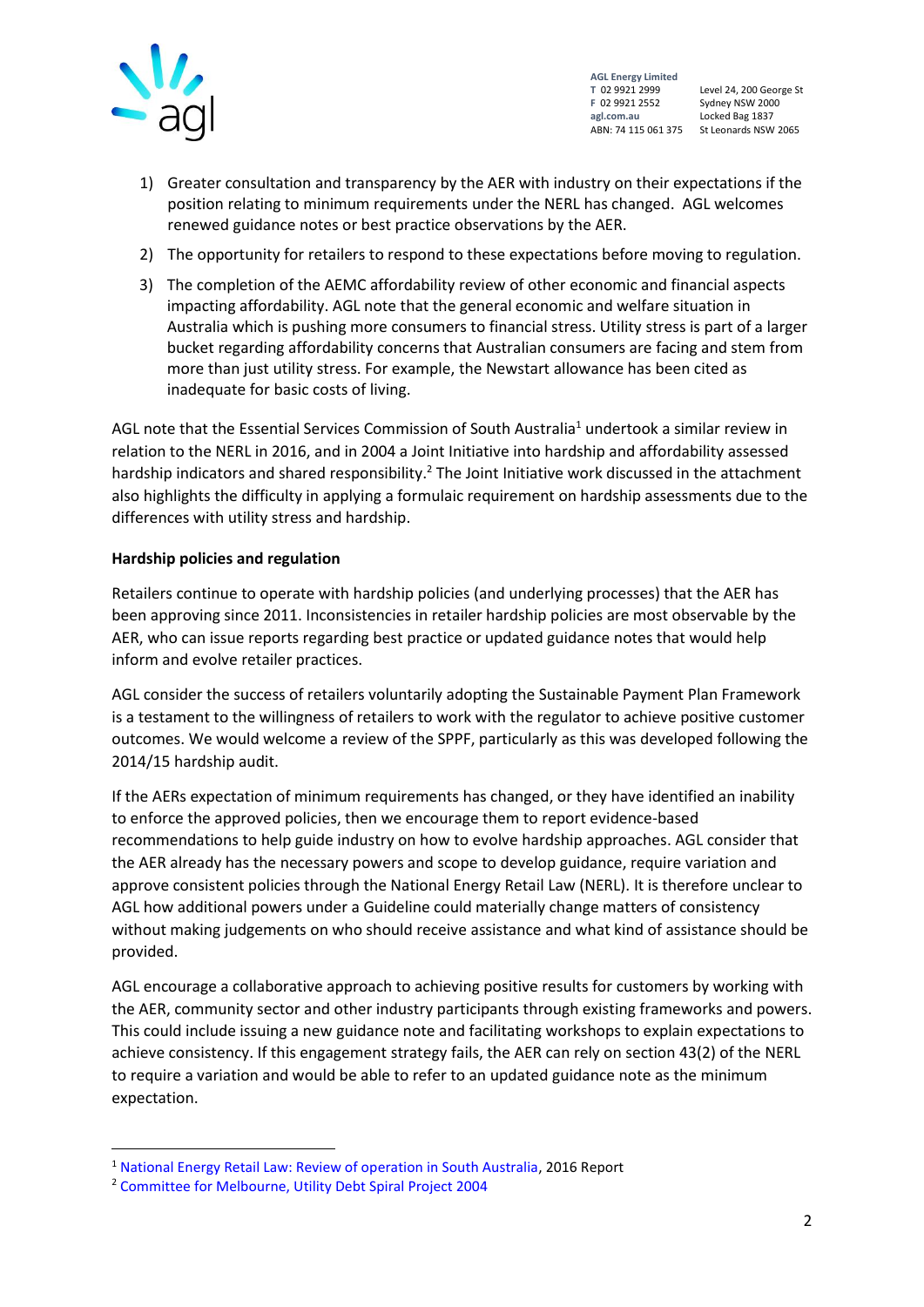1) Greater consultation and transparency by the AER with industry on their expectations if the position relating to minimum requirements under the NERL has changed. AGL welcomes renewed guidance notes or best practice observations by the AER.
2) The opportunity for retailers to respond to these expectations before moving to regulation.
3) The completion of the AEMC affordability review of other economic and financial aspects impacting affordability. AGL note that the general economic and welfare situation in Australia which is pushing more consumers to financial stress. Utility stress is part of a larger bucket regarding affordability concerns that Australian consumers are facing and stem from more than just utility stress. For example, the Newstart allowance has been cited as inadequate for basic costs of living.

AGL note that the Essential Services Commission of South Australia[1] undertook a similar review in relation to the NERL in 2016, and in 2004 a Joint Initiative into hardship and affordability assessed hardship indicators and shared responsibility.[2] The Joint Initiative work discussed in the attachment also highlights the difficulty in applying a formulaic requirement on hardship assessments due to the differences with utility stress and hardship.

**Hardship policies and regulation**

Retailers continue to operate with hardship policies (and underlying processes) that the AER has been approving since 2011. Inconsistencies in retailer hardship policies are most observable by the AER, who can issue reports regarding best practice or updated guidance notes that would help inform and evolve retailer practices.

AGL consider the success of retailers voluntarily adopting the Sustainable Payment Plan Framework is a testament to the willingness of retailers to work with the regulator to achieve positive customer outcomes. We would welcome a review of the SPPF, particularly as this was developed following the 2014/15 hardship audit.

If the AERs expectation of minimum requirements has changed, or they have identified an inability to enforce the approved policies, then we encourage them to report evidence-based recommendations to help guide industry on how to evolve hardship approaches. AGL consider that the AER already has the necessary powers and scope to develop guidance, require variation and approve consistent policies through the National Energy Retail Law (NERL). It is therefore unclear to AGL how additional powers under a Guideline could materially change matters of consistency without making judgements on who should receive assistance and what kind of assistance should be provided.

AGL encourage a collaborative approach to achieving positive results for customers by working with the AER, community sector and other industry participants through existing frameworks and powers. This could include issuing a new guidance note and facilitating workshops to explain expectations to achieve consistency. If this engagement strategy fails, the AER can rely on section 43(2) of the NERL to require a variation and would be able to refer to an updated guidance note as the minimum expectation.

[1] National Energy Retail Law: Review of operation in South Australia, 2016 Report

[2] Committee for Melbourne, Utility Debt Spiral Project 2004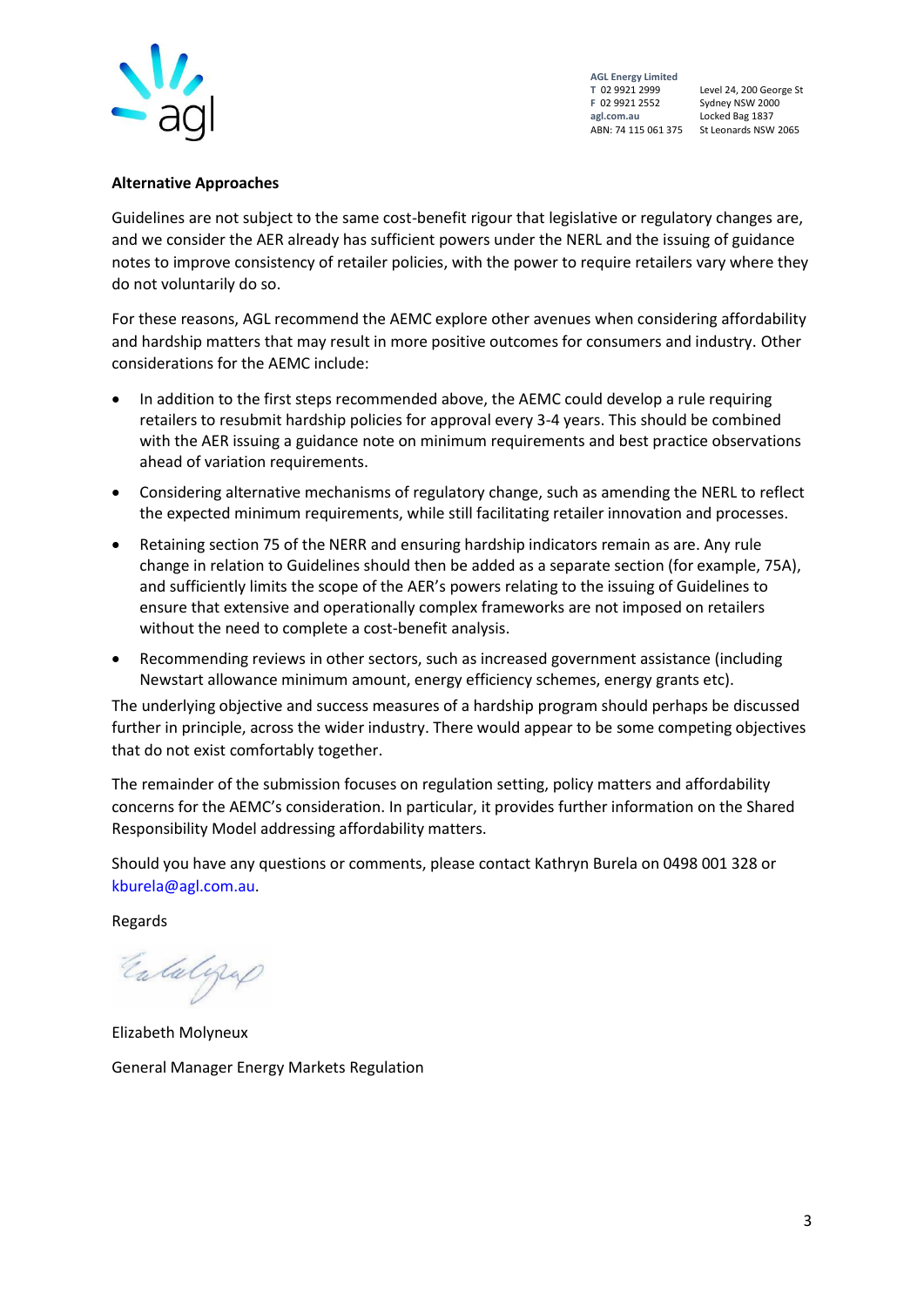**Alternative Approaches**

Guidelines are not subject to the same cost-benefit rigour that legislative or regulatory changes are, and we consider the AER already has sufficient powers under the NERL and the issuing of guidance notes to improve consistency of retailer policies, with the power to require retailers vary where they do not voluntarily do so.

For these reasons, AGL recommend the AEMC explore other avenues when considering affordability and hardship matters that may result in more positive outcomes for consumers and industry. Other considerations for the AEMC include:

- In addition to the first steps recommended above, the AEMC could develop a rule requiring retailers to resubmit hardship policies for approval every 3-4 years. This should be combined with the AER issuing a guidance note on minimum requirements and best practice observations ahead of variation requirements.
- Considering alternative mechanisms of regulatory change, such as amending the NERL to reflect the expected minimum requirements, while still facilitating retailer innovation and processes.
- Retaining section 75 of the NERR and ensuring hardship indicators remain as are. Any rule change in relation to Guidelines should then be added as a separate section (for example, 75A), and sufficiently limits the scope of the AER's powers relating to the issuing of Guidelines to ensure that extensive and operationally complex frameworks are not imposed on retailers without the need to complete a cost-benefit analysis.
- Recommending reviews in other sectors, such as increased government assistance (including Newstart allowance minimum amount, energy efficiency schemes, energy grants etc).

The underlying objective and success measures of a hardship program should perhaps be discussed further in principle, across the wider industry. There would appear to be some competing objectives that do not exist comfortably together.

The remainder of the submission focuses on regulation setting, policy matters and affordability concerns for the AEMC's consideration. In particular, it provides further information on the Shared Responsibility Model addressing affordability matters.

Should you have any questions or comments, please contact Kathryn Burela on 0498 001 328 or kburela@agl.com.au.

Regards

Elizabeth Molyneux

General Manager Energy Markets Regulation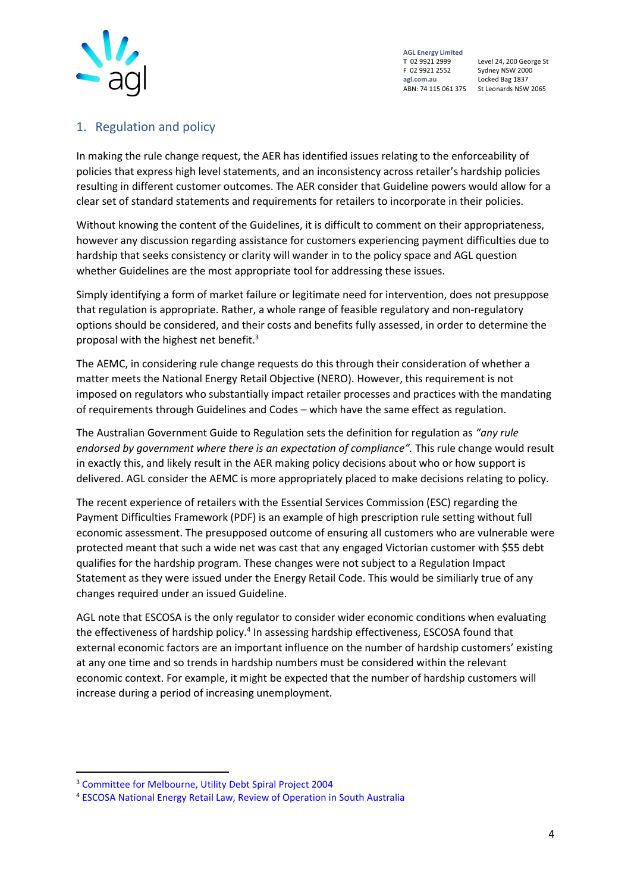## 1. Regulation and policy

In making the rule change request, the AER has identified issues relating to the enforceability of policies that express high level statements, and an inconsistency across retailer's hardship policies resulting in different customer outcomes. The AER consider that Guideline powers would allow for a clear set of standard statements and requirements for retailers to incorporate in their policies.

Without knowing the content of the Guidelines, it is difficult to comment on their appropriateness, however any discussion regarding assistance for customers experiencing payment difficulties due to hardship that seeks consistency or clarity will wander in to the policy space and AGL question whether Guidelines are the most appropriate tool for addressing these issues.

Simply identifying a form of market failure or legitimate need for intervention, does not presuppose that regulation is appropriate. Rather, a whole range of feasible regulatory and non-regulatory options should be considered, and their costs and benefits fully assessed, in order to determine the proposal with the highest net benefit.[3]

The AEMC, in considering rule change requests do this through their consideration of whether a matter meets the National Energy Retail Objective (NERO). However, this requirement is not imposed on regulators who substantially impact retailer processes and practices with the mandating of requirements through Guidelines and Codes – which have the same effect as regulation.

The Australian Government Guide to Regulation sets the definition for regulation as *"any rule endorsed by government where there is an expectation of compliance".* This rule change would result in exactly this, and likely result in the AER making policy decisions about who or how support is delivered. AGL consider the AEMC is more appropriately placed to make decisions relating to policy.

The recent experience of retailers with the Essential Services Commission (ESC) regarding the Payment Difficulties Framework (PDF) is an example of high prescription rule setting without full economic assessment. The presupposed outcome of ensuring all customers who are vulnerable were protected meant that such a wide net was cast that any engaged Victorian customer with $55 debt qualifies for the hardship program. These changes were not subject to a Regulation Impact Statement as they were issued under the Energy Retail Code. This would be similiarly true of any changes required under an issued Guideline.

AGL note that ESCOSA is the only regulator to consider wider economic conditions when evaluating the effectiveness of hardship policy.[4] In assessing hardship effectiveness, ESCOSA found that external economic factors are an important influence on the number of hardship customers' existing at any one time and so trends in hardship numbers must be considered within the relevant economic context. For example, it might be expected that the number of hardship customers will increase during a period of increasing unemployment.

---

[3] Committee for Melbourne, Utility Debt Spiral Project 2004

[4] ESCOSA National Energy Retail Law, Review of Operation in South Australia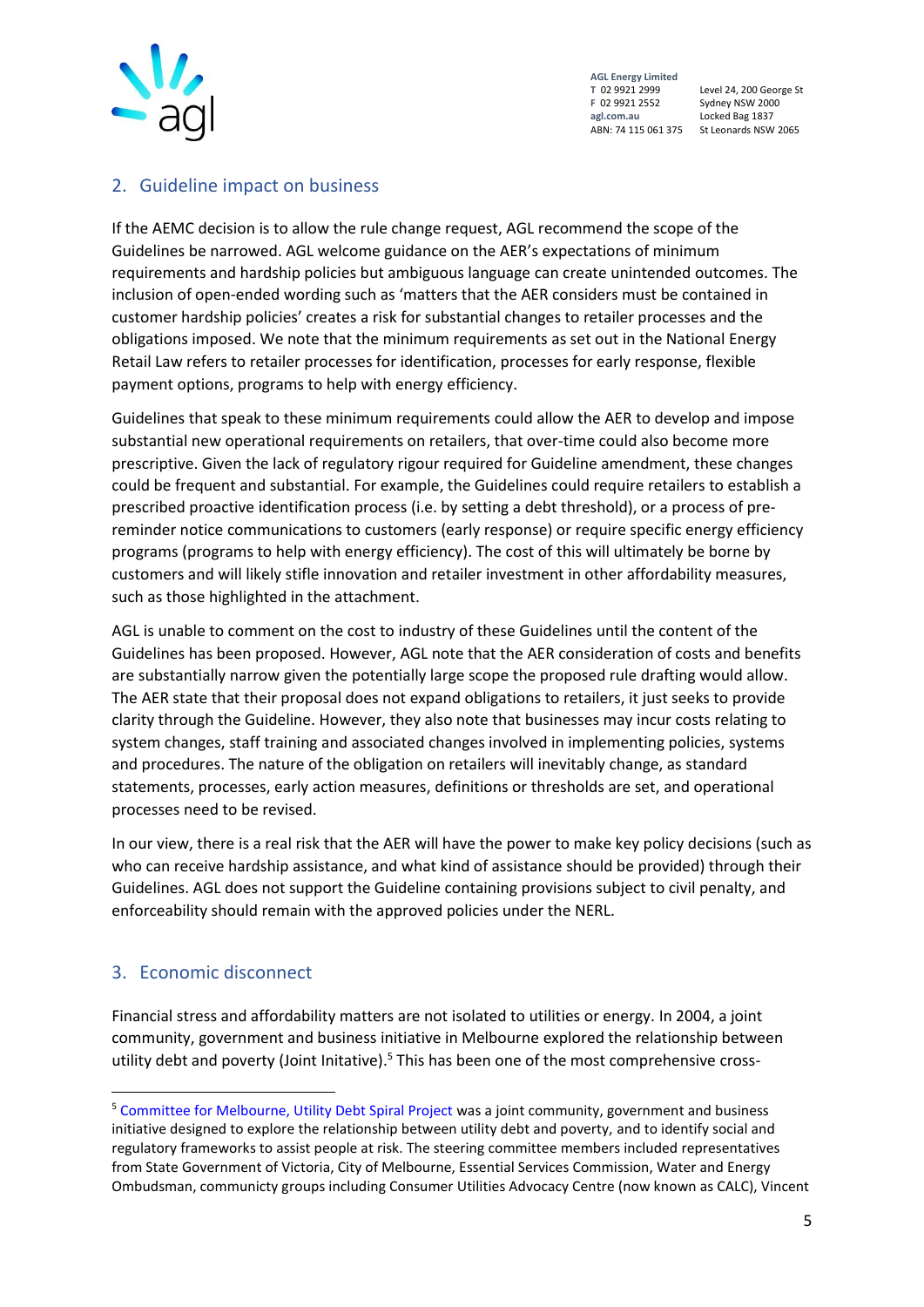## 2. Guideline impact on business

If the AEMC decision is to allow the rule change request, AGL recommend the scope of the Guidelines be narrowed. AGL welcome guidance on the AER's expectations of minimum requirements and hardship policies but ambiguous language can create unintended outcomes. The inclusion of open-ended wording such as 'matters that the AER considers must be contained in customer hardship policies' creates a risk for substantial changes to retailer processes and the obligations imposed. We note that the minimum requirements as set out in the National Energy Retail Law refers to retailer processes for identification, processes for early response, flexible payment options, programs to help with energy efficiency.

Guidelines that speak to these minimum requirements could allow the AER to develop and impose substantial new operational requirements on retailers, that over-time could also become more prescriptive. Given the lack of regulatory rigour required for Guideline amendment, these changes could be frequent and substantial. For example, the Guidelines could require retailers to establish a prescribed proactive identification process (i.e. by setting a debt threshold), or a process of pre-reminder notice communications to customers (early response) or require specific energy efficiency programs (programs to help with energy efficiency). The cost of this will ultimately be borne by customers and will likely stifle innovation and retailer investment in other affordability measures, such as those highlighted in the attachment.

AGL is unable to comment on the cost to industry of these Guidelines until the content of the Guidelines has been proposed. However, AGL note that the AER consideration of costs and benefits are substantially narrow given the potentially large scope the proposed rule drafting would allow. The AER state that their proposal does not expand obligations to retailers, it just seeks to provide clarity through the Guideline. However, they also note that businesses may incur costs relating to system changes, staff training and associated changes involved in implementing policies, systems and procedures. The nature of the obligation on retailers will inevitably change, as standard statements, processes, early action measures, definitions or thresholds are set, and operational processes need to be revised.

In our view, there is a real risk that the AER will have the power to make key policy decisions (such as who can receive hardship assistance, and what kind of assistance should be provided) through their Guidelines. AGL does not support the Guideline containing provisions subject to civil penalty, and enforceability should remain with the approved policies under the NERL.

## 3. Economic disconnect

Financial stress and affordability matters are not isolated to utilities or energy. In 2004, a joint community, government and business initiative in Melbourne explored the relationship between utility debt and poverty (Joint Initative).[5] This has been one of the most comprehensive cross-

[5] Committee for Melbourne, Utility Debt Spiral Project was a joint community, government and business initiative designed to explore the relationship between utility debt and poverty, and to identify social and regulatory frameworks to assist people at risk. The steering committee members included representatives from State Government of Victoria, City of Melbourne, Essential Services Commission, Water and Energy Ombudsman, communicty groups including Consumer Utilities Advocacy Centre (now known as CALC), Vincent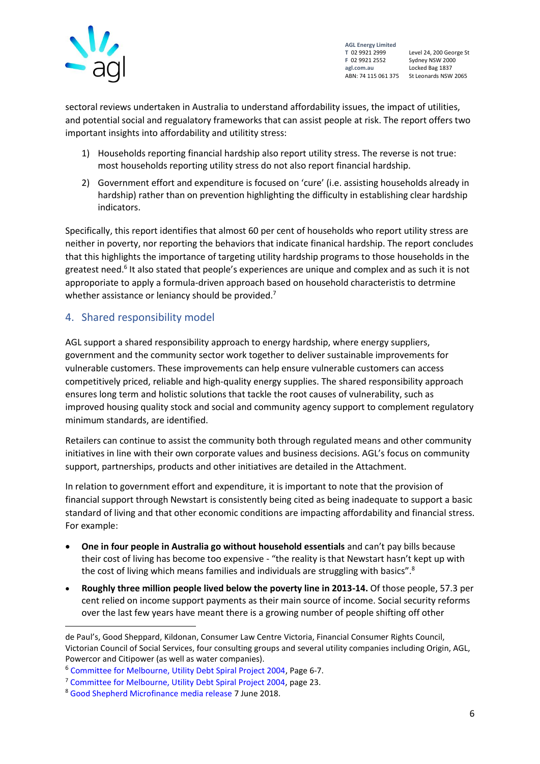sectoral reviews undertaken in Australia to understand affordability issues, the impact of utilities, and potential social and regualatory frameworks that can assist people at risk. The report offers two important insights into affordability and utitility stress:

1) Households reporting financial hardship also report utility stress. The reverse is not true: most households reporting utility stress do not also report financial hardship.
2) Government effort and expenditure is focused on 'cure' (i.e. assisting households already in hardship) rather than on prevention highlighting the difficulty in establishing clear hardship indicators.

Specifically, this report identifies that almost 60 per cent of households who report utility stress are neither in poverty, nor reporting the behaviors that indicate finanical hardship. The report concludes that this highlights the importance of targeting utility hardship programs to those households in the greatest need.[6] It also stated that people's experiences are unique and complex and as such it is not appropriate to apply a formula-driven approach based on household characteristis to detrmine whether assistance or leniancy should be provided.[7]

## 4. Shared responsibility model

AGL support a shared responsibility approach to energy hardship, where energy suppliers, government and the community sector work together to deliver sustainable improvements for vulnerable customers. These improvements can help ensure vulnerable customers can access competitively priced, reliable and high-quality energy supplies. The shared responsibility approach ensures long term and holistic solutions that tackle the root causes of vulnerability, such as improved housing quality stock and social and community agency support to complement regulatory minimum standards, are identified.

Retailers can continue to assist the community both through regulated means and other community initiatives in line with their own corporate values and business decisions. AGL's focus on community support, partnerships, products and other initiatives are detailed in the Attachment.

In relation to government effort and expenditure, it is important to note that the provision of financial support through Newstart is consistently being cited as being inadequate to support a basic standard of living and that other economic conditions are impacting affordability and financial stress. For example:

- **One in four people in Australia go without household essentials** and can't pay bills because their cost of living has become too expensive - "the reality is that Newstart hasn't kept up with the cost of living which means families and individuals are struggling with basics".[8]
- **Roughly three million people lived below the poverty line in 2013-14.** Of those people, 57.3 per cent relied on income support payments as their main source of income. Social security reforms over the last few years have meant there is a growing number of people shifting off other

---

de Paul's, Good Sheppard, Kildonan, Consumer Law Centre Victoria, Financial Consumer Rights Council, Victorian Council of Social Services, four consulting groups and several utility companies including Origin, AGL, Powercor and Citipower (as well as water companies).

[6] Committee for Melbourne, Utility Debt Spiral Project 2004, Page 6-7.

[7] Committee for Melbourne, Utility Debt Spiral Project 2004, page 23.

[8] Good Shepherd Microfinance media release 7 June 2018.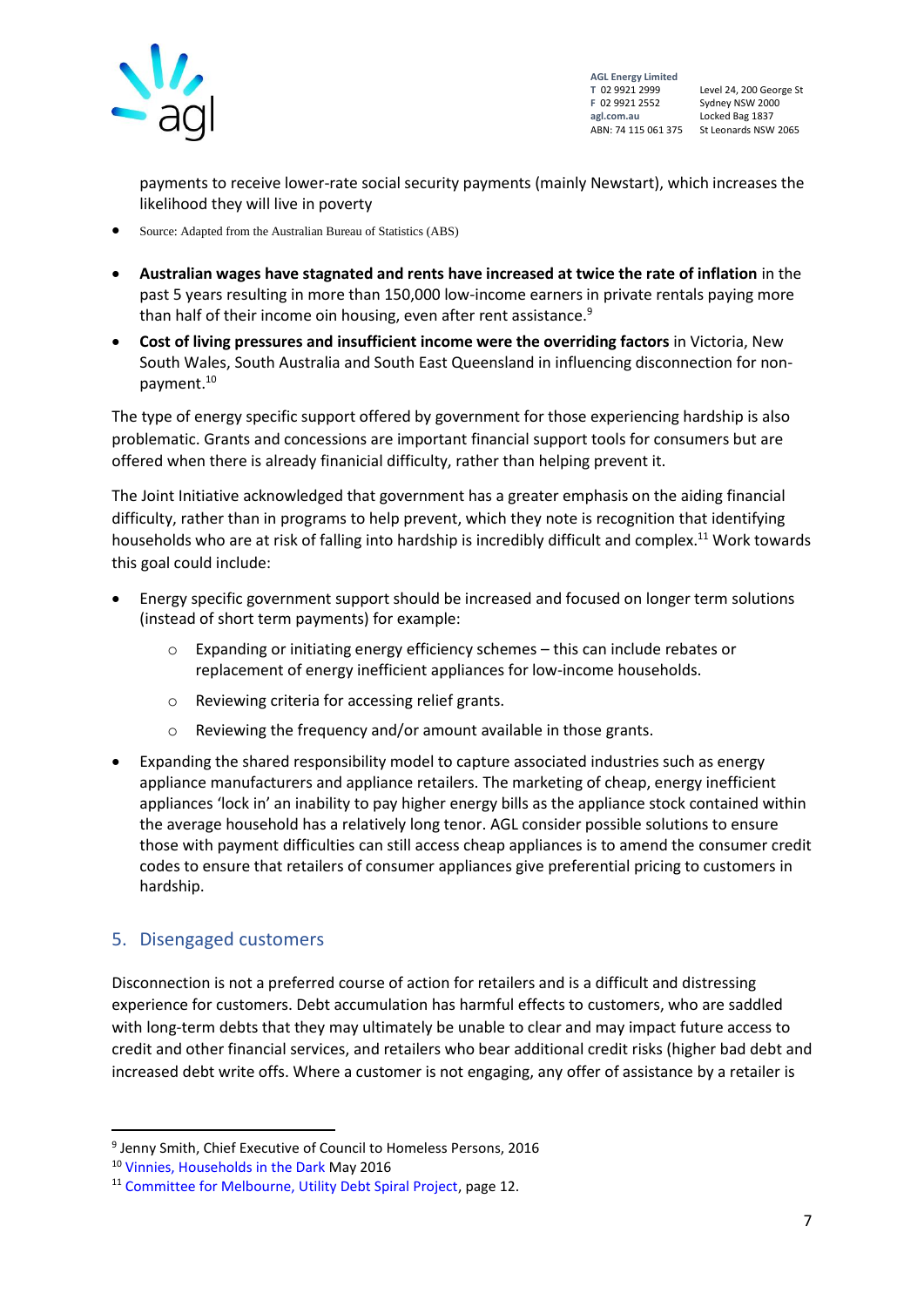payments to receive lower-rate social security payments (mainly Newstart), which increases the likelihood they will live in poverty

- Source: Adapted from the Australian Bureau of Statistics (ABS)
- **Australian wages have stagnated and rents have increased at twice the rate of inflation** in the past 5 years resulting in more than 150,000 low-income earners in private rentals paying more than half of their income oin housing, even after rent assistance.[9]
- **Cost of living pressures and insufficient income were the overriding factors** in Victoria, New South Wales, South Australia and South East Queensland in influencing disconnection for non-payment.[10]

The type of energy specific support offered by government for those experiencing hardship is also problematic. Grants and concessions are important financial support tools for consumers but are offered when there is already finanicial difficulty, rather than helping prevent it.

The Joint Initiative acknowledged that government has a greater emphasis on the aiding financial difficulty, rather than in programs to help prevent, which they note is recognition that identifying households who are at risk of falling into hardship is incredibly difficult and complex.[11] Work towards this goal could include:

- Energy specific government support should be increased and focused on longer term solutions (instead of short term payments) for example:
  - Expanding or initiating energy efficiency schemes – this can include rebates or replacement of energy inefficient appliances for low-income households.
  - Reviewing criteria for accessing relief grants.
  - Reviewing the frequency and/or amount available in those grants.
- Expanding the shared responsibility model to capture associated industries such as energy appliance manufacturers and appliance retailers. The marketing of cheap, energy inefficient appliances 'lock in' an inability to pay higher energy bills as the appliance stock contained within the average household has a relatively long tenor. AGL consider possible solutions to ensure those with payment difficulties can still access cheap appliances is to amend the consumer credit codes to ensure that retailers of consumer appliances give preferential pricing to customers in hardship.

## 5. Disengaged customers

Disconnection is not a preferred course of action for retailers and is a difficult and distressing experience for customers. Debt accumulation has harmful effects to customers, who are saddled with long-term debts that they may ultimately be unable to clear and may impact future access to credit and other financial services, and retailers who bear additional credit risks (higher bad debt and increased debt write offs. Where a customer is not engaging, any offer of assistance by a retailer is

---

[9] Jenny Smith, Chief Executive of Council to Homeless Persons, 2016

[10] Vinnies, Households in the Dark May 2016

[11] Committee for Melbourne, Utility Debt Spiral Project, page 12.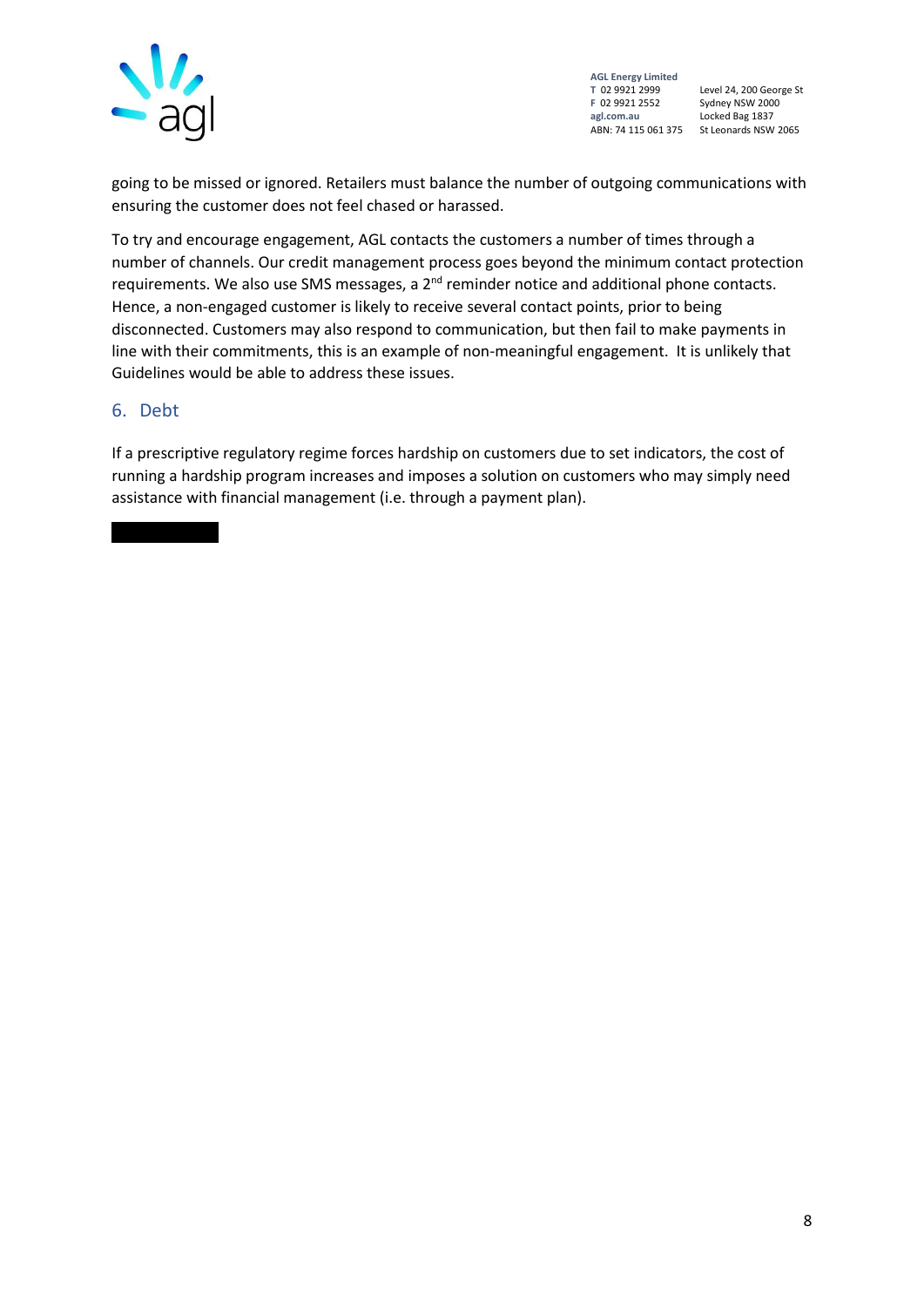going to be missed or ignored. Retailers must balance the number of outgoing communications with ensuring the customer does not feel chased or harassed.

To try and encourage engagement, AGL contacts the customers a number of times through a number of channels. Our credit management process goes beyond the minimum contact protection requirements. We also use SMS messages, a 2nd reminder notice and additional phone contacts. Hence, a non-engaged customer is likely to receive several contact points, prior to being disconnected. Customers may also respond to communication, but then fail to make payments in line with their commitments, this is an example of non-meaningful engagement. It is unlikely that Guidelines would be able to address these issues.

## 6. Debt

If a prescriptive regulatory regime forces hardship on customers due to set indicators, the cost of running a hardship program increases and imposes a solution on customers who may simply need assistance with financial management (i.e. through a payment plan).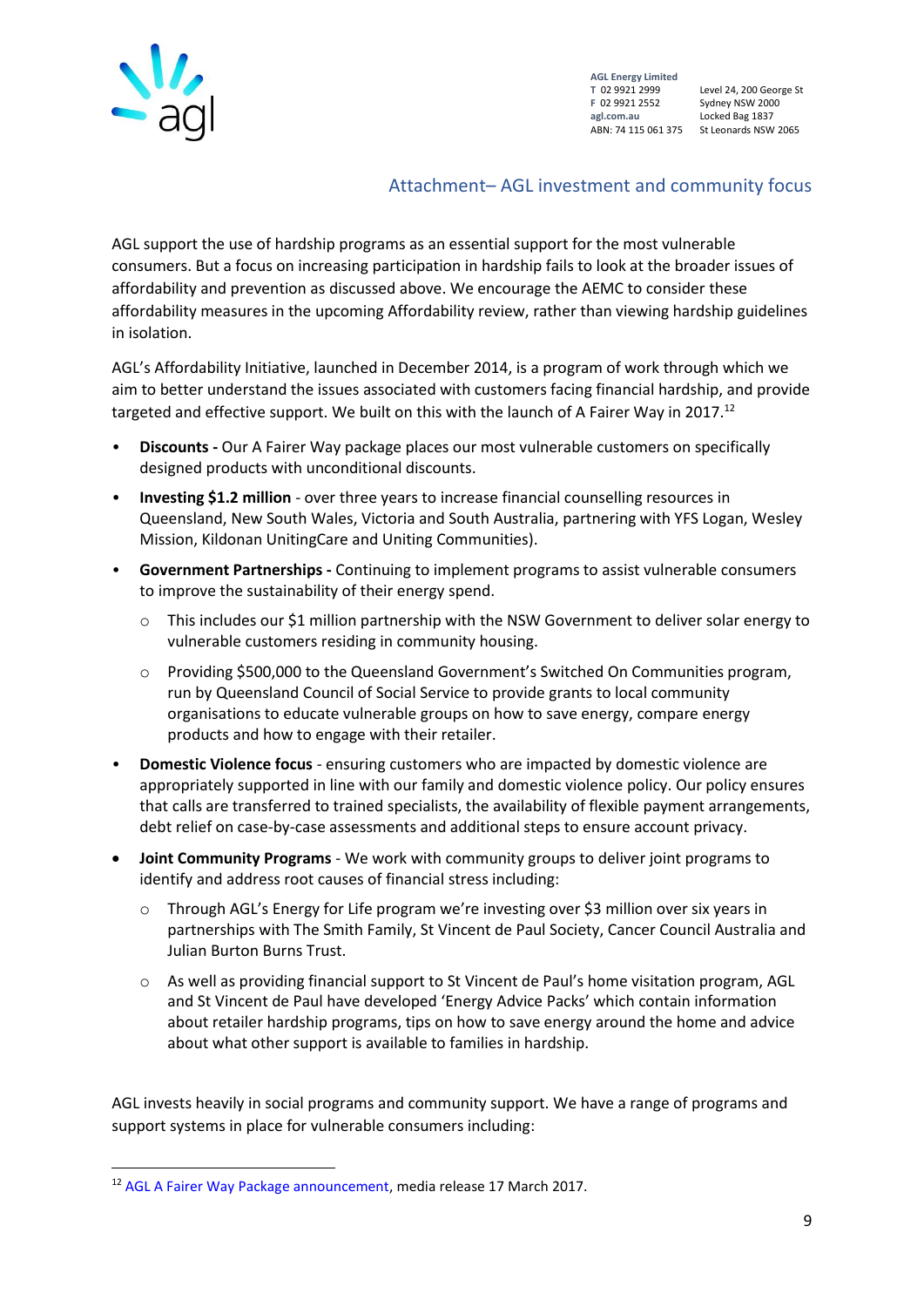## Attachment– AGL investment and community focus

AGL support the use of hardship programs as an essential support for the most vulnerable consumers. But a focus on increasing participation in hardship fails to look at the broader issues of affordability and prevention as discussed above. We encourage the AEMC to consider these affordability measures in the upcoming Affordability review, rather than viewing hardship guidelines in isolation.

AGL's Affordability Initiative, launched in December 2014, is a program of work through which we aim to better understand the issues associated with customers facing financial hardship, and provide targeted and effective support. We built on this with the launch of A Fairer Way in 2017.[12]

- **Discounts -** Our A Fairer Way package places our most vulnerable customers on specifically designed products with unconditional discounts.
- **Investing $1.2 million** - over three years to increase financial counselling resources in Queensland, New South Wales, Victoria and South Australia, partnering with YFS Logan, Wesley Mission, Kildonan UnitingCare and Uniting Communities).
- **Government Partnerships -** Continuing to implement programs to assist vulnerable consumers to improve the sustainability of their energy spend.
  - This includes our $1 million partnership with the NSW Government to deliver solar energy to vulnerable customers residing in community housing.
  - Providing $500,000 to the Queensland Government's Switched On Communities program, run by Queensland Council of Social Service to provide grants to local community organisations to educate vulnerable groups on how to save energy, compare energy products and how to engage with their retailer.
- **Domestic Violence focus** - ensuring customers who are impacted by domestic violence are appropriately supported in line with our family and domestic violence policy. Our policy ensures that calls are transferred to trained specialists, the availability of flexible payment arrangements, debt relief on case-by-case assessments and additional steps to ensure account privacy.
- **Joint Community Programs** - We work with community groups to deliver joint programs to identify and address root causes of financial stress including:
  - Through AGL's Energy for Life program we're investing over $3 million over six years in partnerships with The Smith Family, St Vincent de Paul Society, Cancer Council Australia and Julian Burton Burns Trust.
  - As well as providing financial support to St Vincent de Paul's home visitation program, AGL and St Vincent de Paul have developed 'Energy Advice Packs' which contain information about retailer hardship programs, tips on how to save energy around the home and advice about what other support is available to families in hardship.

AGL invests heavily in social programs and community support. We have a range of programs and support systems in place for vulnerable consumers including:

---

[12] AGL A Fairer Way Package announcement, media release 17 March 2017.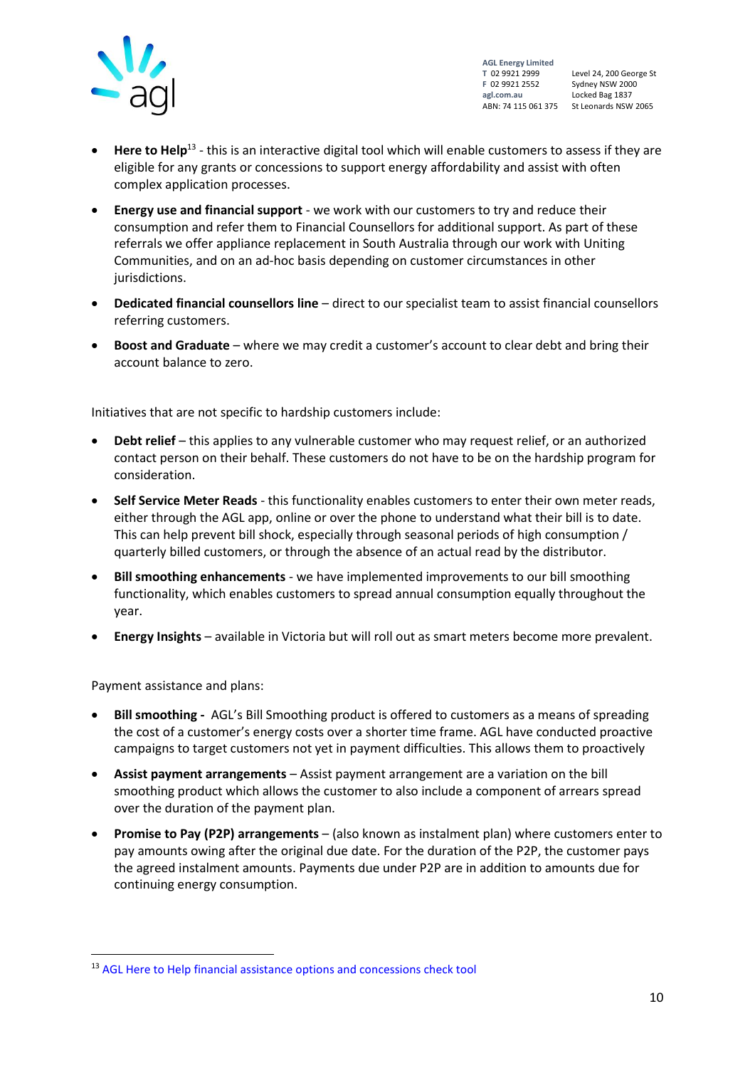- **Here to Help**[13] - this is an interactive digital tool which will enable customers to assess if they are eligible for any grants or concessions to support energy affordability and assist with often complex application processes.
- **Energy use and financial support** - we work with our customers to try and reduce their consumption and refer them to Financial Counsellors for additional support. As part of these referrals we offer appliance replacement in South Australia through our work with Uniting Communities, and on an ad-hoc basis depending on customer circumstances in other jurisdictions.
- **Dedicated financial counsellors line** – direct to our specialist team to assist financial counsellors referring customers.
- **Boost and Graduate** – where we may credit a customer's account to clear debt and bring their account balance to zero.

Initiatives that are not specific to hardship customers include:

- **Debt relief** – this applies to any vulnerable customer who may request relief, or an authorized contact person on their behalf. These customers do not have to be on the hardship program for consideration.
- **Self Service Meter Reads** - this functionality enables customers to enter their own meter reads, either through the AGL app, online or over the phone to understand what their bill is to date. This can help prevent bill shock, especially through seasonal periods of high consumption / quarterly billed customers, or through the absence of an actual read by the distributor.
- **Bill smoothing enhancements** - we have implemented improvements to our bill smoothing functionality, which enables customers to spread annual consumption equally throughout the year.
- **Energy Insights** – available in Victoria but will roll out as smart meters become more prevalent.

Payment assistance and plans:

- **Bill smoothing -** AGL's Bill Smoothing product is offered to customers as a means of spreading the cost of a customer's energy costs over a shorter time frame. AGL have conducted proactive campaigns to target customers not yet in payment difficulties. This allows them to proactively
- **Assist payment arrangements** – Assist payment arrangement are a variation on the bill smoothing product which allows the customer to also include a component of arrears spread over the duration of the payment plan.
- **Promise to Pay (P2P) arrangements** – (also known as instalment plan) where customers enter to pay amounts owing after the original due date. For the duration of the P2P, the customer pays the agreed instalment amounts. Payments due under P2P are in addition to amounts due for continuing energy consumption.

[13] AGL Here to Help financial assistance options and concessions check tool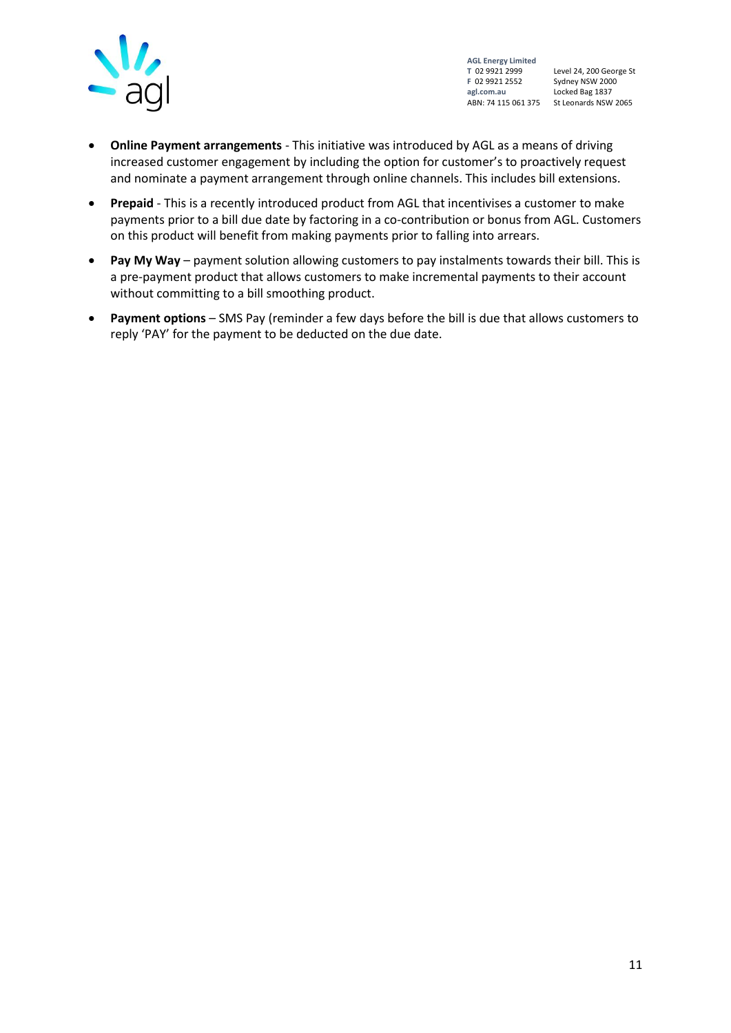- **Online Payment arrangements** - This initiative was introduced by AGL as a means of driving increased customer engagement by including the option for customer's to proactively request and nominate a payment arrangement through online channels. This includes bill extensions.
- **Prepaid** - This is a recently introduced product from AGL that incentivises a customer to make payments prior to a bill due date by factoring in a co-contribution or bonus from AGL. Customers on this product will benefit from making payments prior to falling into arrears.
- **Pay My Way** – payment solution allowing customers to pay instalments towards their bill. This is a pre-payment product that allows customers to make incremental payments to their account without committing to a bill smoothing product.
- **Payment options** – SMS Pay (reminder a few days before the bill is due that allows customers to reply 'PAY' for the payment to be deducted on the due date.